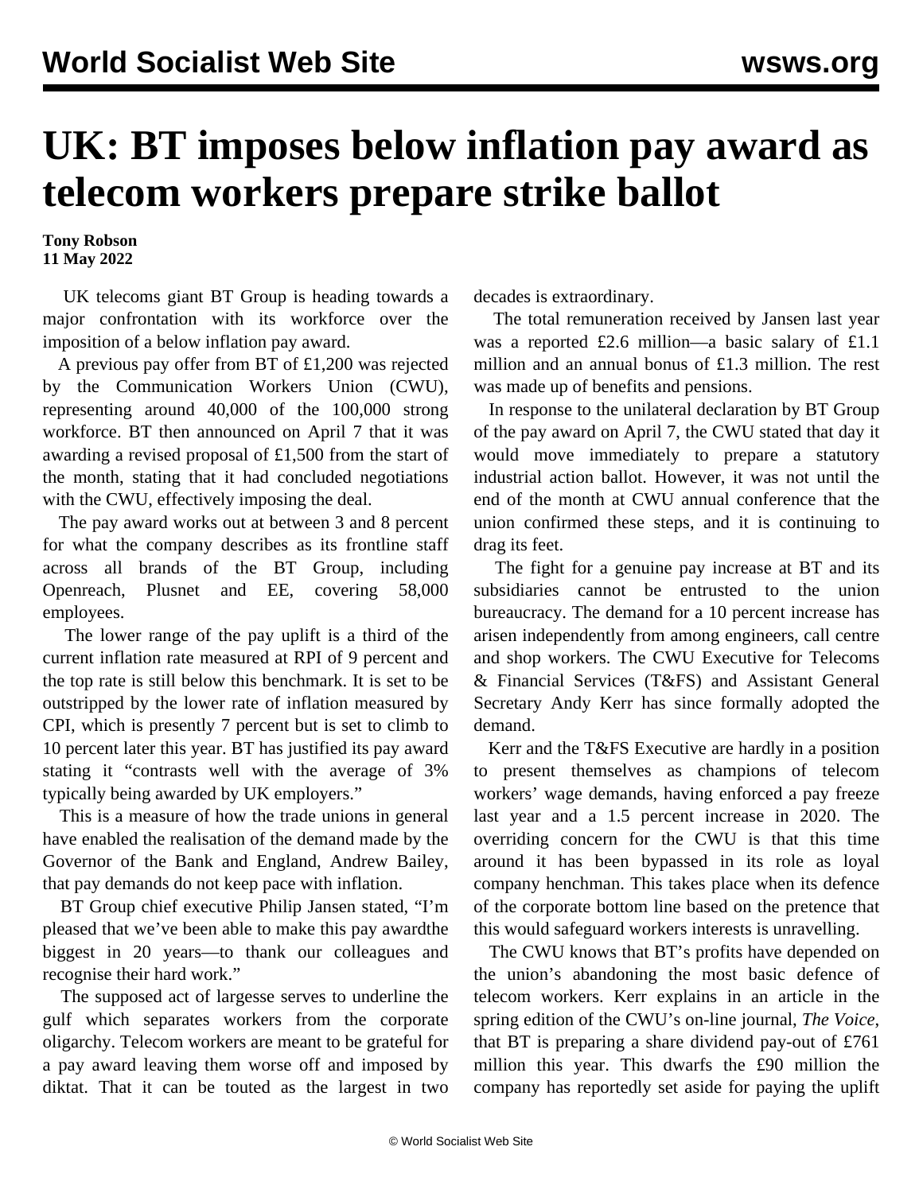# UK: BT imposes below inflation pay award as telecom workers prepare strike ballot

**Tony Robson**
**11 May 2022**

UK telecoms giant BT Group is heading towards a major confrontation with its workforce over the imposition of a below inflation pay award.

A previous pay offer from BT of £1,200 was rejected by the Communication Workers Union (CWU), representing around 40,000 of the 100,000 strong workforce. BT then announced on April 7 that it was awarding a revised proposal of £1,500 from the start of the month, stating that it had concluded negotiations with the CWU, effectively imposing the deal.

The pay award works out at between 3 and 8 percent for what the company describes as its frontline staff across all brands of the BT Group, including Openreach, Plusnet and EE, covering 58,000 employees.

The lower range of the pay uplift is a third of the current inflation rate measured at RPI of 9 percent and the top rate is still below this benchmark. It is set to be outstripped by the lower rate of inflation measured by CPI, which is presently 7 percent but is set to climb to 10 percent later this year. BT has justified its pay award stating it "contrasts well with the average of 3% typically being awarded by UK employers."

This is a measure of how the trade unions in general have enabled the realisation of the demand made by the Governor of the Bank and England, Andrew Bailey, that pay demands do not keep pace with inflation.

BT Group chief executive Philip Jansen stated, "I'm pleased that we've been able to make this pay awardthe biggest in 20 years—to thank our colleagues and recognise their hard work."

The supposed act of largesse serves to underline the gulf which separates workers from the corporate oligarchy. Telecom workers are meant to be grateful for a pay award leaving them worse off and imposed by diktat. That it can be touted as the largest in two decades is extraordinary.

The total remuneration received by Jansen last year was a reported £2.6 million—a basic salary of £1.1 million and an annual bonus of £1.3 million. The rest was made up of benefits and pensions.

In response to the unilateral declaration by BT Group of the pay award on April 7, the CWU stated that day it would move immediately to prepare a statutory industrial action ballot. However, it was not until the end of the month at CWU annual conference that the union confirmed these steps, and it is continuing to drag its feet.

The fight for a genuine pay increase at BT and its subsidiaries cannot be entrusted to the union bureaucracy. The demand for a 10 percent increase has arisen independently from among engineers, call centre and shop workers. The CWU Executive for Telecoms & Financial Services (T&FS) and Assistant General Secretary Andy Kerr has since formally adopted the demand.

Kerr and the T&FS Executive are hardly in a position to present themselves as champions of telecom workers' wage demands, having enforced a pay freeze last year and a 1.5 percent increase in 2020. The overriding concern for the CWU is that this time around it has been bypassed in its role as loyal company henchman. This takes place when its defence of the corporate bottom line based on the pretence that this would safeguard workers interests is unravelling.

The CWU knows that BT's profits have depended on the union's abandoning the most basic defence of telecom workers. Kerr explains in an article in the spring edition of the CWU's on-line journal, *The Voice*, that BT is preparing a share dividend pay-out of £761 million this year. This dwarfs the £90 million the company has reportedly set aside for paying the uplift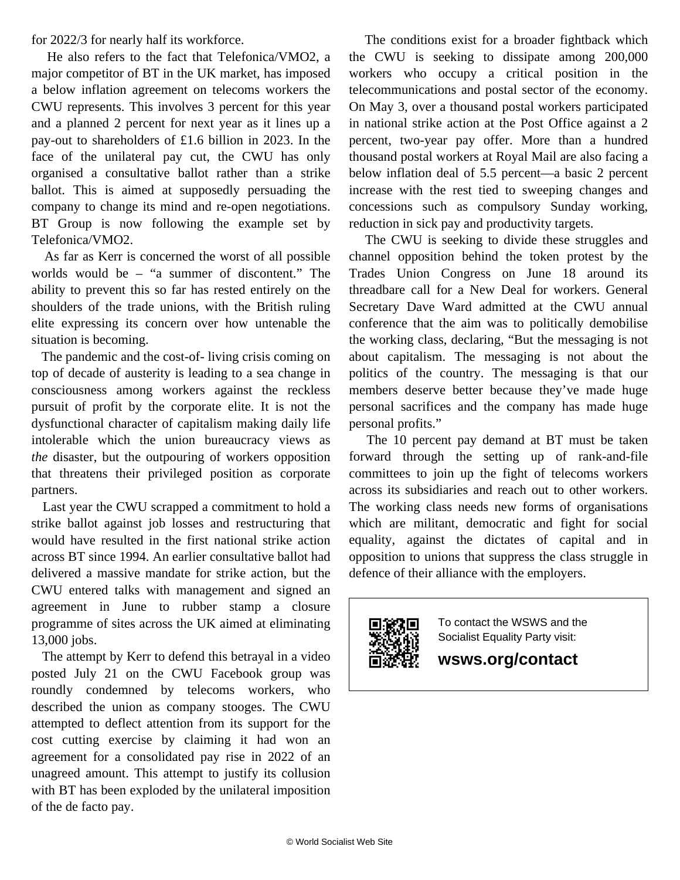for 2022/3 for nearly half its workforce.

He also refers to the fact that Telefonica/VMO2, a major competitor of BT in the UK market, has imposed a below inflation agreement on telecoms workers the CWU represents. This involves 3 percent for this year and a planned 2 percent for next year as it lines up a pay-out to shareholders of £1.6 billion in 2023. In the face of the unilateral pay cut, the CWU has only organised a consultative ballot rather than a strike ballot. This is aimed at supposedly persuading the company to change its mind and re-open negotiations. BT Group is now following the example set by Telefonica/VMO2.

As far as Kerr is concerned the worst of all possible worlds would be – "a summer of discontent." The ability to prevent this so far has rested entirely on the shoulders of the trade unions, with the British ruling elite expressing its concern over how untenable the situation is becoming.

The pandemic and the cost-of- living crisis coming on top of decade of austerity is leading to a sea change in consciousness among workers against the reckless pursuit of profit by the corporate elite. It is not the dysfunctional character of capitalism making daily life intolerable which the union bureaucracy views as *the* disaster, but the outpouring of workers opposition that threatens their privileged position as corporate partners.

Last year the CWU scrapped a commitment to hold a strike ballot against job losses and restructuring that would have resulted in the first national strike action across BT since 1994. An earlier consultative ballot had delivered a massive mandate for strike action, but the CWU entered talks with management and signed an agreement in June to rubber stamp a closure programme of sites across the UK aimed at eliminating 13,000 jobs.

The attempt by Kerr to defend this betrayal in a video posted July 21 on the CWU Facebook group was roundly condemned by telecoms workers, who described the union as company stooges. The CWU attempted to deflect attention from its support for the cost cutting exercise by claiming it had won an agreement for a consolidated pay rise in 2022 of an unagreed amount. This attempt to justify its collusion with BT has been exploded by the unilateral imposition of the de facto pay.

The conditions exist for a broader fightback which the CWU is seeking to dissipate among 200,000 workers who occupy a critical position in the telecommunications and postal sector of the economy. On May 3, over a thousand postal workers participated in national strike action at the Post Office against a 2 percent, two-year pay offer. More than a hundred thousand postal workers at Royal Mail are also facing a below inflation deal of 5.5 percent—a basic 2 percent increase with the rest tied to sweeping changes and concessions such as compulsory Sunday working, reduction in sick pay and productivity targets.

The CWU is seeking to divide these struggles and channel opposition behind the token protest by the Trades Union Congress on June 18 around its threadbare call for a New Deal for workers. General Secretary Dave Ward admitted at the CWU annual conference that the aim was to politically demobilise the working class, declaring, "But the messaging is not about capitalism. The messaging is not about the politics of the country. The messaging is that our members deserve better because they've made huge personal sacrifices and the company has made huge personal profits."

The 10 percent pay demand at BT must be taken forward through the setting up of rank-and-file committees to join up the fight of telecoms workers across its subsidiaries and reach out to other workers. The working class needs new forms of organisations which are militant, democratic and fight for social equality, against the dictates of capital and in opposition to unions that suppress the class struggle in defence of their alliance with the employers.

To contact the WSWS and the Socialist Equality Party visit:

**wsws.org/contact**